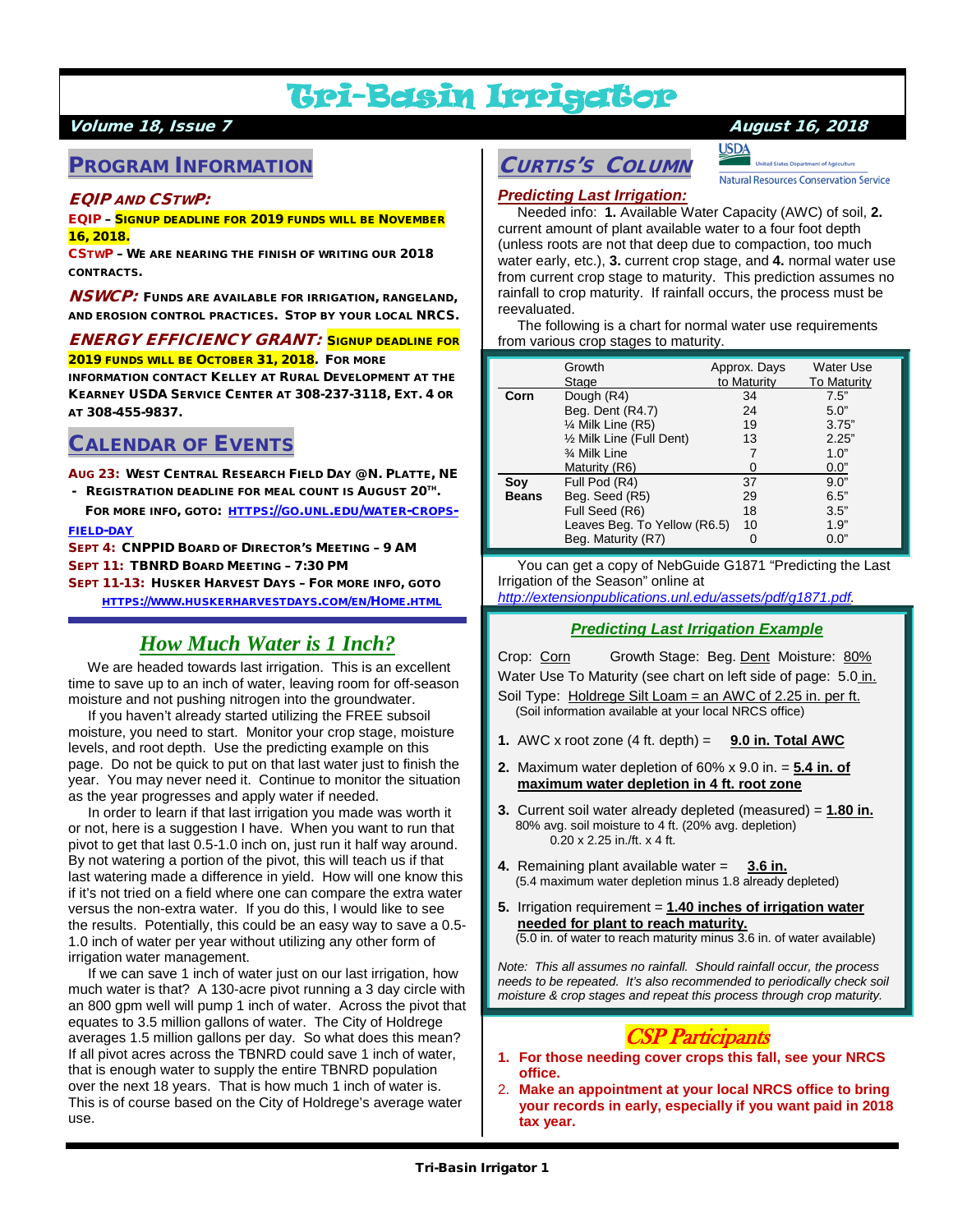# Tri-Basin Irrigator

***Volume 18, Issue 7*** ***August 16, 2018***

## PROGRAM INFORMATION

### *EQIP AND CSTWP:*

**EQIP – SIGNUP DEADLINE FOR 2019 FUNDS WILL BE NOVEMBER 16, 2018.**

**CSTWP – WE ARE NEARING THE FINISH OF WRITING OUR 2018 CONTRACTS.**

***NSWCP:*** **FUNDS ARE AVAILABLE FOR IRRIGATION, RANGELAND, AND EROSION CONTROL PRACTICES. STOP BY YOUR LOCAL NRCS.**

***ENERGY EFFICIENCY GRANT:*** **SIGNUP DEADLINE FOR 2019 FUNDS WILL BE OCTOBER 31, 2018. FOR MORE INFORMATION CONTACT KELLEY AT RURAL DEVELOPMENT AT THE KEARNEY USDA SERVICE CENTER AT 308-237-3118, EXT. 4 OR AT 308-455-9837.**

## CALENDAR OF EVENTS

**AUG 23: WEST CENTRAL RESEARCH FIELD DAY @N. PLATTE, NE**
- **REGISTRATION DEADLINE FOR MEAL COUNT IS AUGUST 20TH.**

**FOR MORE INFO, GOTO: HTTPS://GO.UNL.EDU/WATER-CROPS-FIELD-DAY**

**SEPT 4: CNPPID BOARD OF DIRECTOR'S MEETING – 9 AM**

**SEPT 11: TBNRD BOARD MEETING – 7:30 PM**

**SEPT 11-13: HUSKER HARVEST DAYS – FOR MORE INFO, GOTO HTTPS://WWW.HUSKERHARVESTDAYS.COM/EN/HOME.HTML**

## *How Much Water is 1 Inch?*

We are headed towards last irrigation. This is an excellent time to save up to an inch of water, leaving room for off-season moisture and not pushing nitrogen into the groundwater.

If you haven't already started utilizing the FREE subsoil moisture, you need to start. Monitor your crop stage, moisture levels, and root depth. Use the predicting example on this page. Do not be quick to put on that last water just to finish the year. You may never need it. Continue to monitor the situation as the year progresses and apply water if needed.

In order to learn if that last irrigation you made was worth it or not, here is a suggestion I have. When you want to run that pivot to get that last 0.5-1.0 inch on, just run it half way around. By not watering a portion of the pivot, this will teach us if that last watering made a difference in yield. How will one know this if it's not tried on a field where one can compare the extra water versus the non-extra water. If you do this, I would like to see the results. Potentially, this could be an easy way to save a 0.5-1.0 inch of water per year without utilizing any other form of irrigation water management.

If we can save 1 inch of water just on our last irrigation, how much water is that? A 130-acre pivot running a 3 day circle with an 800 gpm well will pump 1 inch of water. Across the pivot that equates to 3.5 million gallons of water. The City of Holdrege averages 1.5 million gallons per day. So what does this mean? If all pivot acres across the TBNRD could save 1 inch of water, that is enough water to supply the entire TBNRD population over the next 18 years. That is how much 1 inch of water is. This is of course based on the City of Holdrege's average water use.

## *CURTIS'S COLUMN*

USDA United States Department of Agriculture
Natural Resources Conservation Service

***Predicting Last Irrigation:***

Needed info: **1.** Available Water Capacity (AWC) of soil, **2.** current amount of plant available water to a four foot depth (unless roots are not that deep due to compaction, too much water early, etc.), **3.** current crop stage, and **4.** normal water use from current crop stage to maturity. This prediction assumes no rainfall to crop maturity. If rainfall occurs, the process must be reevaluated.

The following is a chart for normal water use requirements from various crop stages to maturity.

| | Growth Stage | Approx. Days to Maturity | Water Use To Maturity |
|---|---|---|---|
| **Corn** | Dough (R4) | 34 | 7.5" |
| | Beg. Dent (R4.7) | 24 | 5.0" |
| | ¼ Milk Line (R5) | 19 | 3.75" |
| | ½ Milk Line (Full Dent) | 13 | 2.25" |
| | ¾ Milk Line | 7 | 1.0" |
| | Maturity (R6) | 0 | 0.0" |
| **Soy Beans** | Full Pod (R4) | 37 | 9.0" |
| | Beg. Seed (R5) | 29 | 6.5" |
| | Full Seed (R6) | 18 | 3.5" |
| | Leaves Beg. To Yellow (R6.5) | 10 | 1.9" |
| | Beg. Maturity (R7) | 0 | 0.0" |

You can get a copy of NebGuide G1871 "Predicting the Last Irrigation of the Season" online at *http://extensionpublications.unl.edu/assets/pdf/g1871.pdf*.

### ***Predicting Last Irrigation Example***

Crop: Corn Growth Stage: Beg. Dent Moisture: 80%
Water Use To Maturity (see chart on left side of page: 5.0 in.
Soil Type: Holdrege Silt Loam = an AWC of 2.25 in. per ft.
(Soil information available at your local NRCS office)

1. AWC x root zone (4 ft. depth) = **9.0 in. Total AWC**
2. Maximum water depletion of 60% x 9.0 in. = **5.4 in. of maximum water depletion in 4 ft. root zone**
3. Current soil water already depleted (measured) = **1.80 in.**
   80% avg. soil moisture to 4 ft. (20% avg. depletion)
   0.20 x 2.25 in./ft. x 4 ft.
4. Remaining plant available water = **3.6 in.**
   (5.4 maximum water depletion minus 1.8 already depleted)
5. Irrigation requirement = **1.40 inches of irrigation water needed for plant to reach maturity.**
   (5.0 in. of water to reach maturity minus 3.6 in. of water available)

*Note: This all assumes no rainfall. Should rainfall occur, the process needs to be repeated. It's also recommended to periodically check soil moisture & crop stages and repeat this process through crop maturity.*

## *CSP Participants*

1. **For those needing cover crops this fall, see your NRCS office.**
2. **Make an appointment at your local NRCS office to bring your records in early, especially if you want paid in 2018 tax year.**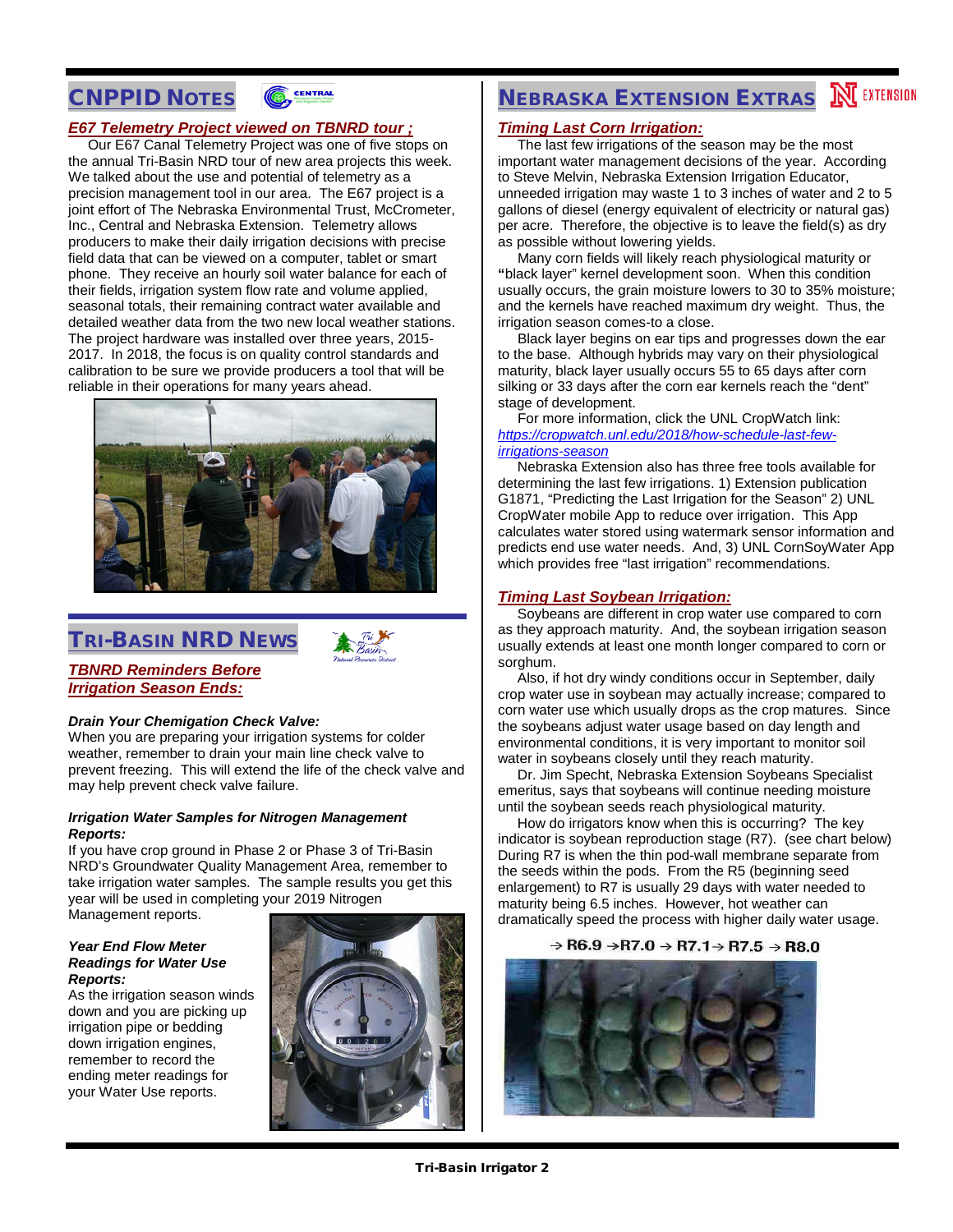## CNPPID NOTES

### *E67 Telemetry Project viewed on TBNRD tour ;*

Our E67 Canal Telemetry Project was one of five stops on the annual Tri-Basin NRD tour of new area projects this week. We talked about the use and potential of telemetry as a precision management tool in our area. The E67 project is a joint effort of The Nebraska Environmental Trust, McCrometer, Inc., Central and Nebraska Extension. Telemetry allows producers to make their daily irrigation decisions with precise field data that can be viewed on a computer, tablet or smart phone. They receive an hourly soil water balance for each of their fields, irrigation system flow rate and volume applied, seasonal totals, their remaining contract water available and detailed weather data from the two new local weather stations. The project hardware was installed over three years, 2015-2017. In 2018, the focus is on quality control standards and calibration to be sure we provide producers a tool that will be reliable in their operations for many years ahead.

## TRI-BASIN NRD NEWS

### *TBNRD Reminders Before Irrigation Season Ends:*

***Drain Your Chemigation Check Valve:***
When you are preparing your irrigation systems for colder weather, remember to drain your main line check valve to prevent freezing. This will extend the life of the check valve and may help prevent check valve failure.

***Irrigation Water Samples for Nitrogen Management Reports:***
If you have crop ground in Phase 2 or Phase 3 of Tri-Basin NRD's Groundwater Quality Management Area, remember to take irrigation water samples. The sample results you get this year will be used in completing your 2019 Nitrogen Management reports.

***Year End Flow Meter Readings for Water Use Reports:***
As the irrigation season winds down and you are picking up irrigation pipe or bedding down irrigation engines, remember to record the ending meter readings for your Water Use reports.

## NEBRASKA EXTENSION EXTRAS

### *Timing Last Corn Irrigation:*

The last few irrigations of the season may be the most important water management decisions of the year. According to Steve Melvin, Nebraska Extension Irrigation Educator, unneeded irrigation may waste 1 to 3 inches of water and 2 to 5 gallons of diesel (energy equivalent of electricity or natural gas) per acre. Therefore, the objective is to leave the field(s) as dry as possible without lowering yields.

Many corn fields will likely reach physiological maturity or "black layer" kernel development soon. When this condition usually occurs, the grain moisture lowers to 30 to 35% moisture; and the kernels have reached maximum dry weight. Thus, the irrigation season comes-to a close.

Black layer begins on ear tips and progresses down the ear to the base. Although hybrids may vary on their physiological maturity, black layer usually occurs 55 to 65 days after corn silking or 33 days after the corn ear kernels reach the "dent" stage of development.

For more information, click the UNL CropWatch link: *https://cropwatch.unl.edu/2018/how-schedule-last-few-irrigations-season*

Nebraska Extension also has three free tools available for determining the last few irrigations. 1) Extension publication G1871, "Predicting the Last Irrigation for the Season" 2) UNL CropWater mobile App to reduce over irrigation. This App calculates water stored using watermark sensor information and predicts end use water needs. And, 3) UNL CornSoyWater App which provides free "last irrigation" recommendations.

### *Timing Last Soybean Irrigation:*

Soybeans are different in crop water use compared to corn as they approach maturity. And, the soybean irrigation season usually extends at least one month longer compared to corn or sorghum.

Also, if hot dry windy conditions occur in September, daily crop water use in soybean may actually increase; compared to corn water use which usually drops as the crop matures. Since the soybeans adjust water usage based on day length and environmental conditions, it is very important to monitor soil water in soybeans closely until they reach maturity.

Dr. Jim Specht, Nebraska Extension Soybeans Specialist emeritus, says that soybeans will continue needing moisture until the soybean seeds reach physiological maturity.

How do irrigators know when this is occurring? The key indicator is soybean reproduction stage (R7). (see chart below) During R7 is when the thin pod-wall membrane separate from the seeds within the pods. From the R5 (beginning seed enlargement) to R7 is usually 29 days with water needed to maturity being 6.5 inches. However, hot weather can dramatically speed the process with higher daily water usage.

→ R6.9 → R7.0 → R7.1 → R7.5 → R8.0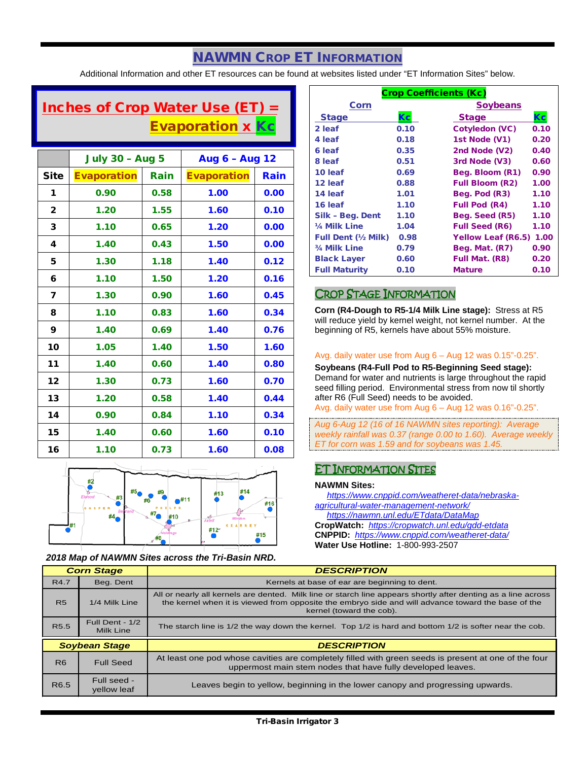# NAWMN Crop ET Information

Additional Information and other ET resources can be found at websites listed under "ET Information Sites" below.

**Inches of Crop Water Use (ET) = Evaporation x Kc**

| | July 30 – Aug 5 | | Aug 6 – Aug 12 | |
|---|---|---|---|---|
| **Site** | **Evaporation** | **Rain** | **Evaporation** | **Rain** |
| 1 | 0.90 | 0.58 | 1.00 | 0.00 |
| 2 | 1.20 | 1.55 | 1.60 | 0.10 |
| 3 | 1.10 | 0.65 | 1.20 | 0.00 |
| 4 | 1.40 | 0.43 | 1.50 | 0.00 |
| 5 | 1.30 | 1.18 | 1.40 | 0.12 |
| 6 | 1.10 | 1.50 | 1.20 | 0.16 |
| 7 | 1.30 | 0.90 | 1.60 | 0.45 |
| 8 | 1.10 | 0.83 | 1.60 | 0.34 |
| 9 | 1.40 | 0.69 | 1.40 | 0.76 |
| 10 | 1.05 | 1.40 | 1.50 | 1.60 |
| 11 | 1.40 | 0.60 | 1.40 | 0.80 |
| 12 | 1.30 | 0.73 | 1.60 | 0.70 |
| 13 | 1.20 | 0.58 | 1.40 | 0.44 |
| 14 | 0.90 | 0.84 | 1.10 | 0.34 |
| 15 | 1.40 | 0.60 | 1.60 | 0.10 |
| 16 | 1.10 | 0.73 | 1.60 | 0.08 |

*2018 Map of NAWMN Sites across the Tri-Basin NRD.*

**Crop Coefficients (Kc)**

| Corn Stage | Kc | Soybeans Stage | Kc |
|---|---|---|---|
| 2 leaf | 0.10 | Cotyledon (VC) | 0.10 |
| 4 leaf | 0.18 | 1st Node (V1) | 0.20 |
| 6 leaf | 0.35 | 2nd Node (V2) | 0.40 |
| 8 leaf | 0.51 | 3rd Node (V3) | 0.60 |
| 10 leaf | 0.69 | Beg. Bloom (R1) | 0.90 |
| 12 leaf | 0.88 | Full Bloom (R2) | 1.00 |
| 14 leaf | 1.01 | Beg. Pod (R3) | 1.10 |
| 16 leaf | 1.10 | Full Pod (R4) | 1.10 |
| Silk – Beg. Dent | 1.10 | Beg. Seed (R5) | 1.10 |
| ¼ Milk Line | 1.04 | Full Seed (R6) | 1.10 |
| Full Dent (½ Milk) | 0.98 | Yellow Leaf (R6.5) | 1.00 |
| ¾ Milk Line | 0.79 | Beg. Mat. (R7) | 0.90 |
| Black Layer | 0.60 | Full Mat. (R8) | 0.20 |
| Full Maturity | 0.10 | Mature | 0.10 |

## Crop Stage Information

**Corn (R4-Dough to R5-1/4 Milk Line stage):** Stress at R5 will reduce yield by kernel weight, not kernel number. At the beginning of R5, kernels have about 55% moisture.

Avg. daily water use from Aug 6 – Aug 12 was 0.15"-0.25".

**Soybeans (R4-Full Pod to R5-Beginning Seed stage):** Demand for water and nutrients is large throughout the rapid seed filling period. Environmental stress from now til shortly after R6 (Full Seed) needs to be avoided.

Avg. daily water use from Aug 6 – Aug 12 was 0.16"-0.25".

*Aug 6-Aug 12 (16 of 16 NAWMN sites reporting): Average weekly rainfall was 0.37 (range 0.00 to 1.60). Average weekly ET for corn was 1.59 and for soybeans was 1.45.*

## ET Information Sites

**NAWMN Sites:**
https://www.cnppid.com/weatheret-data/nebraska-agricultural-water-management-network/
https://nawmn.unl.edu/ETdata/DataMap
**CropWatch:** https://cropwatch.unl.edu/gdd-etdata
**CNPPID:** https://www.cnppid.com/weatheret-data/
**Water Use Hotline:** 1-800-993-2507

| | Corn Stage | DESCRIPTION |
|---|---|---|
| R4.7 | Beg. Dent | Kernels at base of ear are beginning to dent. |
| R5 | 1/4 Milk Line | All or nearly all kernels are dented. Milk line or starch line appears shortly after denting as a line across the kernel when it is viewed from opposite the embryo side and will advance toward the base of the kernel (toward the cob). |
| R5.5 | Full Dent - 1/2 Milk Line | The starch line is 1/2 the way down the kernel. Top 1/2 is hard and bottom 1/2 is softer near the cob. |

| | Soybean Stage | DESCRIPTION |
|---|---|---|
| R6 | Full Seed | At least one pod whose cavities are completely filled with green seeds is present at one of the four uppermost main stem nodes that have fully developed leaves. |
| R6.5 | Full seed - yellow leaf | Leaves begin to yellow, beginning in the lower canopy and progressing upwards. |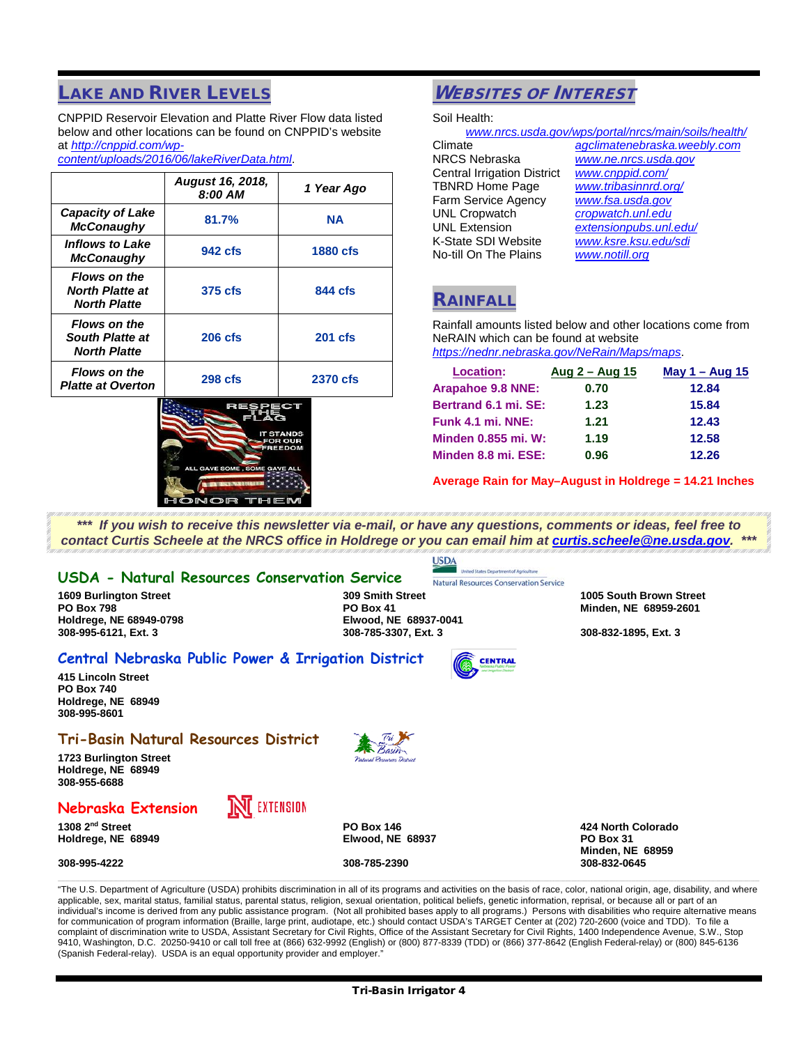## Lake and River Levels

CNPPID Reservoir Elevation and Platte River Flow data listed below and other locations can be found on CNPPID's website at *http://cnppid.com/wp-content/uploads/2016/06/lakeRiverData.html*.

| | *August 16, 2018, 8:00 AM* | *1 Year Ago* |
|---|---|---|
| *Capacity of Lake McConaughy* | 81.7% | NA |
| *Inflows to Lake McConaughy* | 942 cfs | 1880 cfs |
| *Flows on the North Platte at North Platte* | 375 cfs | 844 cfs |
| *Flows on the South Platte at North Platte* | 206 cfs | 201 cfs |
| *Flows on the Platte at Overton* | 298 cfs | 2370 cfs |

RESPECT THE FLAG
IT STANDS FOR OUR FREEDOM
ALL GAVE SOME, SOME GAVE ALL
HONOR THEM

## Websites of Interest

Soil Health:
*www.nrcs.usda.gov/wps/portal/nrcs/main/soils/health/*

| | |
|---|---|
| Climate | *agclimatenebraska.weebly.com* |
| NRCS Nebraska | *www.ne.nrcs.usda.gov* |
| Central Irrigation District | *www.cnppid.com/* |
| TBNRD Home Page | *www.tribasinnrd.org/* |
| Farm Service Agency | *www.fsa.usda.gov* |
| UNL Cropwatch | *cropwatch.unl.edu* |
| UNL Extension | *extensionpubs.unl.edu/* |
| K-State SDI Website | *www.ksre.ksu.edu/sdi* |
| No-till On The Plains | *www.notill.org* |

## Rainfall

Rainfall amounts listed below and other locations come from NeRAIN which can be found at website *https://nednr.nebraska.gov/NeRain/Maps/maps*.

| Location: | Aug 2 – Aug 15 | May 1 – Aug 15 |
|---|---|---|
| Arapahoe 9.8 NNE: | 0.70 | 12.84 |
| Bertrand 6.1 mi. SE: | 1.23 | 15.84 |
| Funk 4.1 mi. NNE: | 1.21 | 12.43 |
| Minden 0.855 mi. W: | 1.19 | 12.58 |
| Minden 8.8 mi. ESE: | 0.96 | 12.26 |

**Average Rain for May–August in Holdrege = 14.21 Inches**

***\*\*\* If you wish to receive this newsletter via e-mail, or have any questions, comments or ideas, feel free to contact Curtis Scheele at the NRCS office in Holdrege or you can email him at curtis.scheele@ne.usda.gov. \*\*\****

### USDA - Natural Resources Conservation Service

USDA United States Department of Agriculture Natural Resources Conservation Service

**1609 Burlington Street**
**PO Box 798**
**Holdrege, NE 68949-0798**
**308-995-6121, Ext. 3**

**309 Smith Street**
**PO Box 41**
**Elwood, NE 68937-0041**
**308-785-3307, Ext. 3**

**1005 South Brown Street**
**Minden, NE 68959-2601**
**308-832-1895, Ext. 3**

### Central Nebraska Public Power & Irrigation District

**415 Lincoln Street**
**PO Box 740**
**Holdrege, NE 68949**
**308-995-8601**

### Tri-Basin Natural Resources District

**1723 Burlington Street**
**Holdrege, NE 68949**
**308-955-6688**

### Nebraska Extension

**1308 2nd Street**
**Holdrege, NE 68949**
**308-995-4222**

**PO Box 146**
**Elwood, NE 68937**
**308-785-2390**

**424 North Colorado**
**PO Box 31**
**Minden, NE 68959**
**308-832-0645**

"The U.S. Department of Agriculture (USDA) prohibits discrimination in all of its programs and activities on the basis of race, color, national origin, age, disability, and where applicable, sex, marital status, familial status, parental status, religion, sexual orientation, political beliefs, genetic information, reprisal, or because all or part of an individual's income is derived from any public assistance program. (Not all prohibited bases apply to all programs.) Persons with disabilities who require alternative means for communication of program information (Braille, large print, audiotape, etc.) should contact USDA's TARGET Center at (202) 720-2600 (voice and TDD). To file a complaint of discrimination write to USDA, Assistant Secretary for Civil Rights, Office of the Assistant Secretary for Civil Rights, 1400 Independence Avenue, S.W., Stop 9410, Washington, D.C. 20250-9410 or call toll free at (866) 632-9992 (English) or (800) 877-8339 (TDD) or (866) 377-8642 (English Federal-relay) or (800) 845-6136 (Spanish Federal-relay). USDA is an equal opportunity provider and employer."